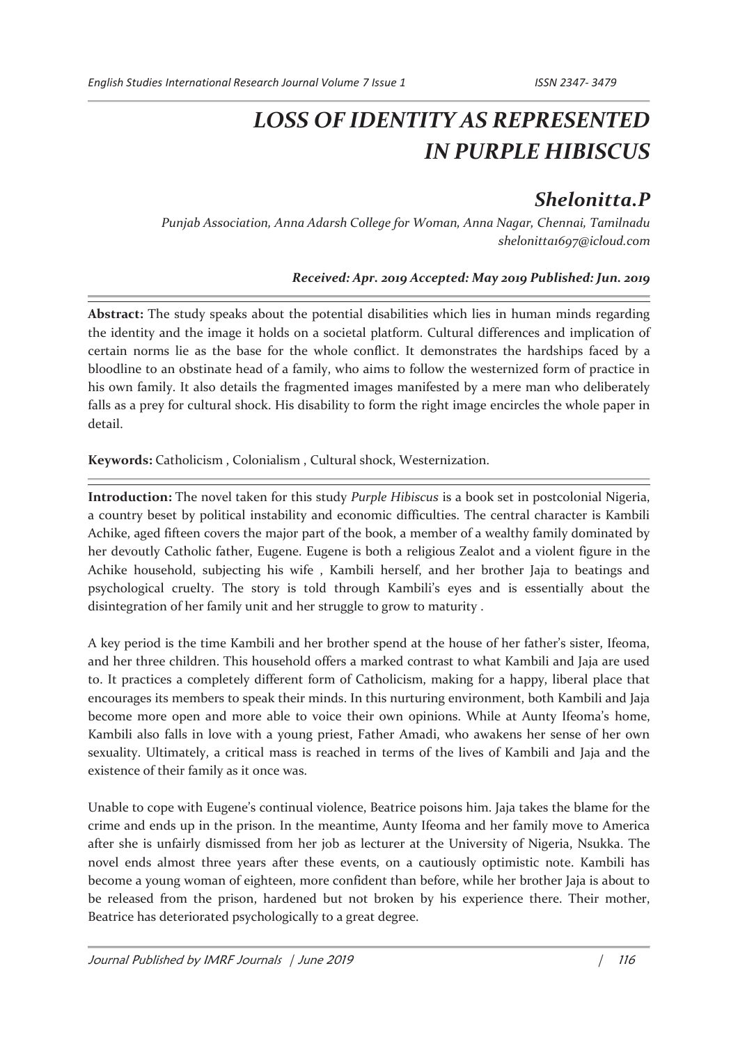# *LOSS OF IDENTITY AS REPRESENTED IN PURPLE HIBISCUS*

## *Shelonitta.P*

*Punjab Association, Anna Adarsh College for Woman, Anna Nagar, Chennai, Tamilnadu*
*shelonitta1697@icloud.com*

***Received: Apr. 2019 Accepted: May 2019 Published: Jun. 2019***

**Abstract:** The study speaks about the potential disabilities which lies in human minds regarding the identity and the image it holds on a societal platform. Cultural differences and implication of certain norms lie as the base for the whole conflict. It demonstrates the hardships faced by a bloodline to an obstinate head of a family, who aims to follow the westernized form of practice in his own family. It also details the fragmented images manifested by a mere man who deliberately falls as a prey for cultural shock. His disability to form the right image encircles the whole paper in detail.

**Keywords:** Catholicism , Colonialism , Cultural shock, Westernization.

**Introduction:** The novel taken for this study *Purple Hibiscus* is a book set in postcolonial Nigeria, a country beset by political instability and economic difficulties. The central character is Kambili Achike, aged fifteen covers the major part of the book, a member of a wealthy family dominated by her devoutly Catholic father, Eugene. Eugene is both a religious Zealot and a violent figure in the Achike household, subjecting his wife , Kambili herself, and her brother Jaja to beatings and psychological cruelty. The story is told through Kambili's eyes and is essentially about the disintegration of her family unit and her struggle to grow to maturity .

A key period is the time Kambili and her brother spend at the house of her father's sister, Ifeoma, and her three children. This household offers a marked contrast to what Kambili and Jaja are used to. It practices a completely different form of Catholicism, making for a happy, liberal place that encourages its members to speak their minds. In this nurturing environment, both Kambili and Jaja become more open and more able to voice their own opinions. While at Aunty Ifeoma's home, Kambili also falls in love with a young priest, Father Amadi, who awakens her sense of her own sexuality. Ultimately, a critical mass is reached in terms of the lives of Kambili and Jaja and the existence of their family as it once was.

Unable to cope with Eugene's continual violence, Beatrice poisons him. Jaja takes the blame for the crime and ends up in the prison. In the meantime, Aunty Ifeoma and her family move to America after she is unfairly dismissed from her job as lecturer at the University of Nigeria, Nsukka. The novel ends almost three years after these events, on a cautiously optimistic note. Kambili has become a young woman of eighteen, more confident than before, while her brother Jaja is about to be released from the prison, hardened but not broken by his experience there. Their mother, Beatrice has deteriorated psychologically to a great degree.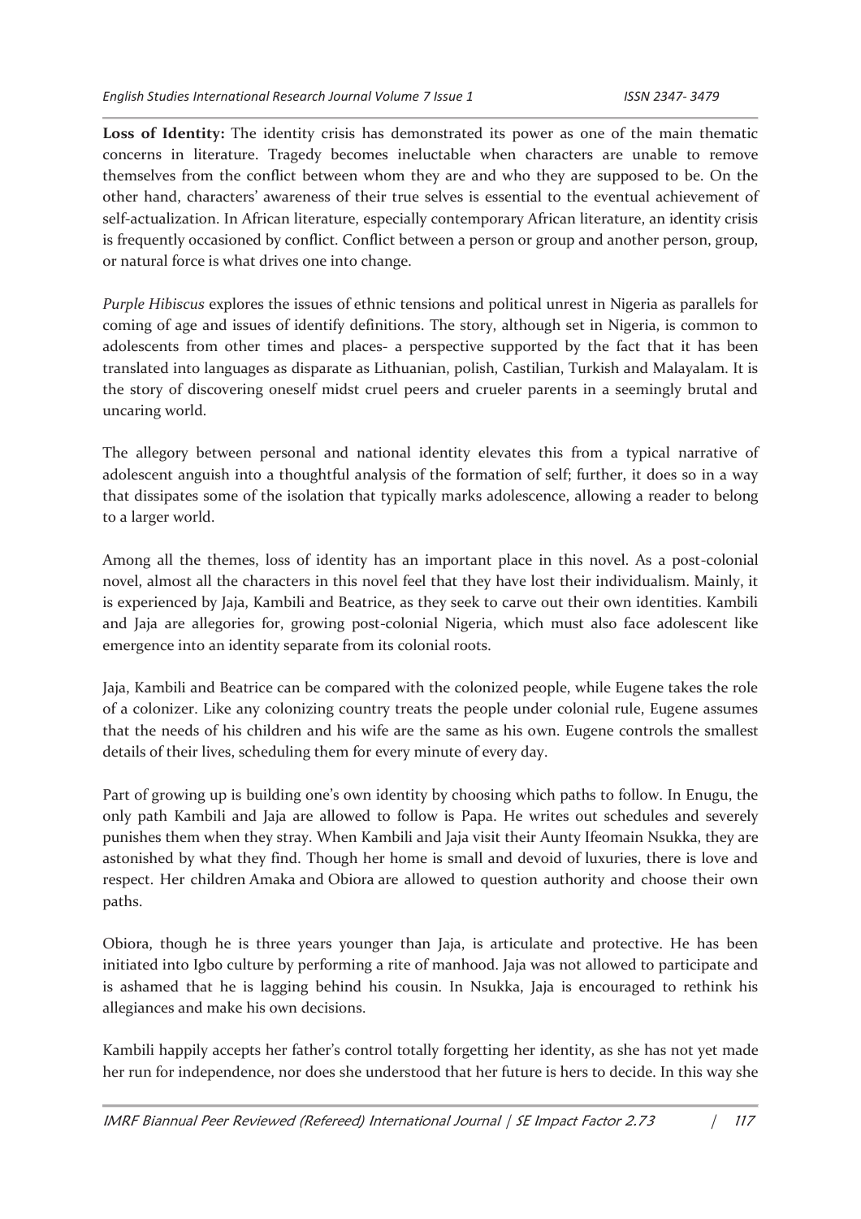**Loss of Identity:** The identity crisis has demonstrated its power as one of the main thematic concerns in literature. Tragedy becomes ineluctable when characters are unable to remove themselves from the conflict between whom they are and who they are supposed to be. On the other hand, characters' awareness of their true selves is essential to the eventual achievement of self-actualization. In African literature, especially contemporary African literature, an identity crisis is frequently occasioned by conflict. Conflict between a person or group and another person, group, or natural force is what drives one into change.

*Purple Hibiscus* explores the issues of ethnic tensions and political unrest in Nigeria as parallels for coming of age and issues of identify definitions. The story, although set in Nigeria, is common to adolescents from other times and places- a perspective supported by the fact that it has been translated into languages as disparate as Lithuanian, polish, Castilian, Turkish and Malayalam. It is the story of discovering oneself midst cruel peers and crueler parents in a seemingly brutal and uncaring world.

The allegory between personal and national identity elevates this from a typical narrative of adolescent anguish into a thoughtful analysis of the formation of self; further, it does so in a way that dissipates some of the isolation that typically marks adolescence, allowing a reader to belong to a larger world.

Among all the themes, loss of identity has an important place in this novel. As a post-colonial novel, almost all the characters in this novel feel that they have lost their individualism. Mainly, it is experienced by Jaja, Kambili and Beatrice, as they seek to carve out their own identities. Kambili and Jaja are allegories for, growing post-colonial Nigeria, which must also face adolescent like emergence into an identity separate from its colonial roots.

Jaja, Kambili and Beatrice can be compared with the colonized people, while Eugene takes the role of a colonizer. Like any colonizing country treats the people under colonial rule, Eugene assumes that the needs of his children and his wife are the same as his own. Eugene controls the smallest details of their lives, scheduling them for every minute of every day.

Part of growing up is building one's own identity by choosing which paths to follow. In Enugu, the only path Kambili and Jaja are allowed to follow is Papa. He writes out schedules and severely punishes them when they stray. When Kambili and Jaja visit their Aunty Ifeomain Nsukka, they are astonished by what they find. Though her home is small and devoid of luxuries, there is love and respect. Her children Amaka and Obiora are allowed to question authority and choose their own paths.

Obiora, though he is three years younger than Jaja, is articulate and protective. He has been initiated into Igbo culture by performing a rite of manhood. Jaja was not allowed to participate and is ashamed that he is lagging behind his cousin. In Nsukka, Jaja is encouraged to rethink his allegiances and make his own decisions.

Kambili happily accepts her father's control totally forgetting her identity, as she has not yet made her run for independence, nor does she understood that her future is hers to decide. In this way she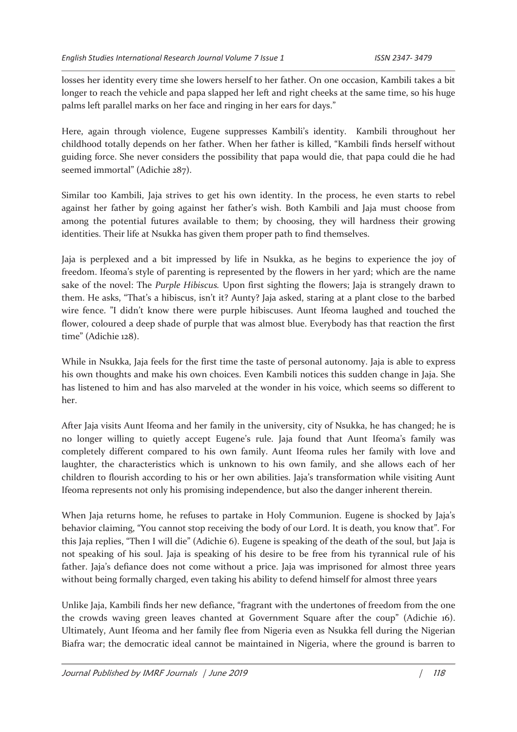losses her identity every time she lowers herself to her father. On one occasion, Kambili takes a bit longer to reach the vehicle and papa slapped her left and right cheeks at the same time, so his huge palms left parallel marks on her face and ringing in her ears for days."

Here, again through violence, Eugene suppresses Kambili's identity. Kambili throughout her childhood totally depends on her father. When her father is killed, "Kambili finds herself without guiding force. She never considers the possibility that papa would die, that papa could die he had seemed immortal" (Adichie 287).

Similar too Kambili, Jaja strives to get his own identity. In the process, he even starts to rebel against her father by going against her father's wish. Both Kambili and Jaja must choose from among the potential futures available to them; by choosing, they will hardness their growing identities. Their life at Nsukka has given them proper path to find themselves.

Jaja is perplexed and a bit impressed by life in Nsukka, as he begins to experience the joy of freedom. Ifeoma's style of parenting is represented by the flowers in her yard; which are the name sake of the novel: The *Purple Hibiscus.* Upon first sighting the flowers; Jaja is strangely drawn to them. He asks, "That's a hibiscus, isn't it? Aunty? Jaja asked, staring at a plant close to the barbed wire fence. "I didn't know there were purple hibiscuses. Aunt Ifeoma laughed and touched the flower, coloured a deep shade of purple that was almost blue. Everybody has that reaction the first time" (Adichie 128).

While in Nsukka, Jaja feels for the first time the taste of personal autonomy. Jaja is able to express his own thoughts and make his own choices. Even Kambili notices this sudden change in Jaja. She has listened to him and has also marveled at the wonder in his voice, which seems so different to her.

After Jaja visits Aunt Ifeoma and her family in the university, city of Nsukka, he has changed; he is no longer willing to quietly accept Eugene's rule. Jaja found that Aunt Ifeoma's family was completely different compared to his own family. Aunt Ifeoma rules her family with love and laughter, the characteristics which is unknown to his own family, and she allows each of her children to flourish according to his or her own abilities. Jaja's transformation while visiting Aunt Ifeoma represents not only his promising independence, but also the danger inherent therein.

When Jaja returns home, he refuses to partake in Holy Communion. Eugene is shocked by Jaja's behavior claiming, "You cannot stop receiving the body of our Lord. It is death, you know that". For this Jaja replies, "Then I will die" (Adichie 6). Eugene is speaking of the death of the soul, but Jaja is not speaking of his soul. Jaja is speaking of his desire to be free from his tyrannical rule of his father. Jaja's defiance does not come without a price. Jaja was imprisoned for almost three years without being formally charged, even taking his ability to defend himself for almost three years

Unlike Jaja, Kambili finds her new defiance, "fragrant with the undertones of freedom from the one the crowds waving green leaves chanted at Government Square after the coup" (Adichie 16). Ultimately, Aunt Ifeoma and her family flee from Nigeria even as Nsukka fell during the Nigerian Biafra war; the democratic ideal cannot be maintained in Nigeria, where the ground is barren to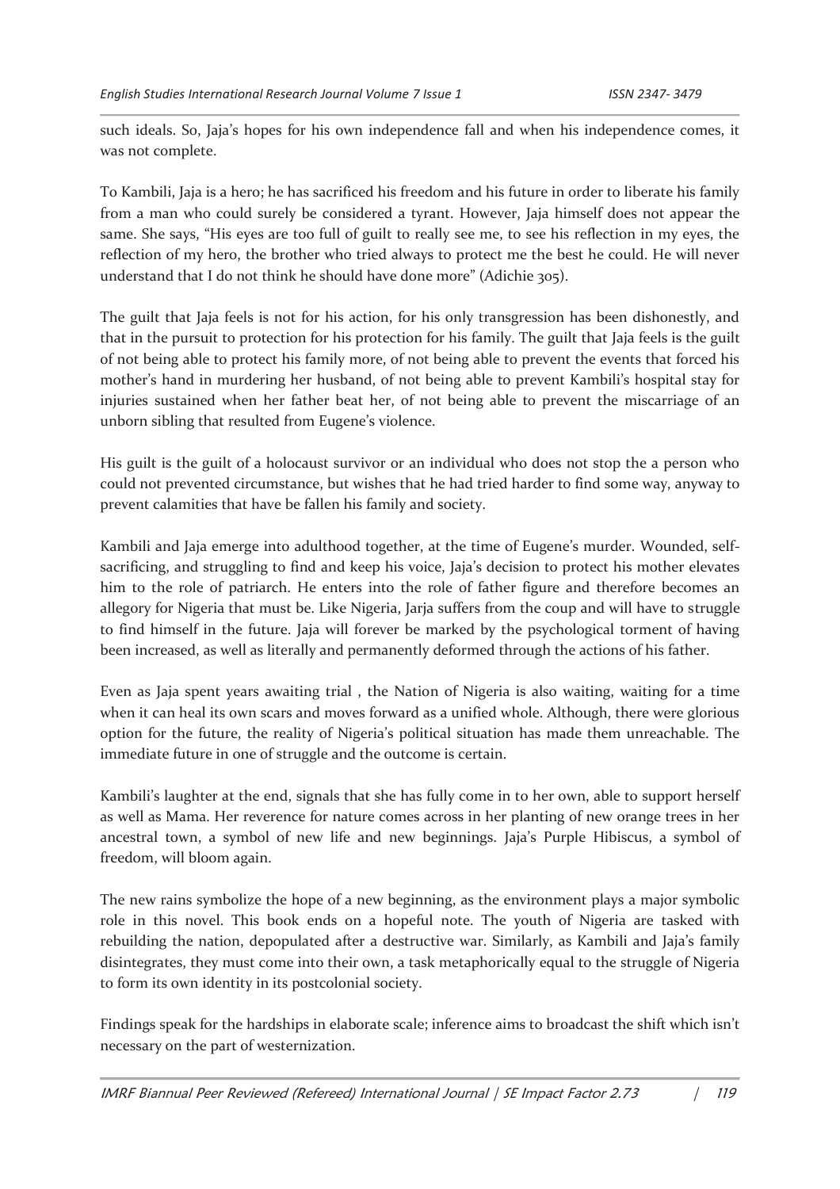such ideals. So, Jaja's hopes for his own independence fall and when his independence comes, it was not complete.

To Kambili, Jaja is a hero; he has sacrificed his freedom and his future in order to liberate his family from a man who could surely be considered a tyrant. However, Jaja himself does not appear the same. She says, "His eyes are too full of guilt to really see me, to see his reflection in my eyes, the reflection of my hero, the brother who tried always to protect me the best he could. He will never understand that I do not think he should have done more" (Adichie 305).

The guilt that Jaja feels is not for his action, for his only transgression has been dishonestly, and that in the pursuit to protection for his protection for his family. The guilt that Jaja feels is the guilt of not being able to protect his family more, of not being able to prevent the events that forced his mother's hand in murdering her husband, of not being able to prevent Kambili's hospital stay for injuries sustained when her father beat her, of not being able to prevent the miscarriage of an unborn sibling that resulted from Eugene's violence.

His guilt is the guilt of a holocaust survivor or an individual who does not stop the a person who could not prevented circumstance, but wishes that he had tried harder to find some way, anyway to prevent calamities that have be fallen his family and society.

Kambili and Jaja emerge into adulthood together, at the time of Eugene's murder. Wounded, self-sacrificing, and struggling to find and keep his voice, Jaja's decision to protect his mother elevates him to the role of patriarch. He enters into the role of father figure and therefore becomes an allegory for Nigeria that must be. Like Nigeria, Jarja suffers from the coup and will have to struggle to find himself in the future. Jaja will forever be marked by the psychological torment of having been increased, as well as literally and permanently deformed through the actions of his father.

Even as Jaja spent years awaiting trial , the Nation of Nigeria is also waiting, waiting for a time when it can heal its own scars and moves forward as a unified whole. Although, there were glorious option for the future, the reality of Nigeria's political situation has made them unreachable. The immediate future in one of struggle and the outcome is certain.

Kambili's laughter at the end, signals that she has fully come in to her own, able to support herself as well as Mama. Her reverence for nature comes across in her planting of new orange trees in her ancestral town, a symbol of new life and new beginnings. Jaja's Purple Hibiscus, a symbol of freedom, will bloom again.

The new rains symbolize the hope of a new beginning, as the environment plays a major symbolic role in this novel. This book ends on a hopeful note. The youth of Nigeria are tasked with rebuilding the nation, depopulated after a destructive war. Similarly, as Kambili and Jaja's family disintegrates, they must come into their own, a task metaphorically equal to the struggle of Nigeria to form its own identity in its postcolonial society.

Findings speak for the hardships in elaborate scale; inference aims to broadcast the shift which isn't necessary on the part of westernization.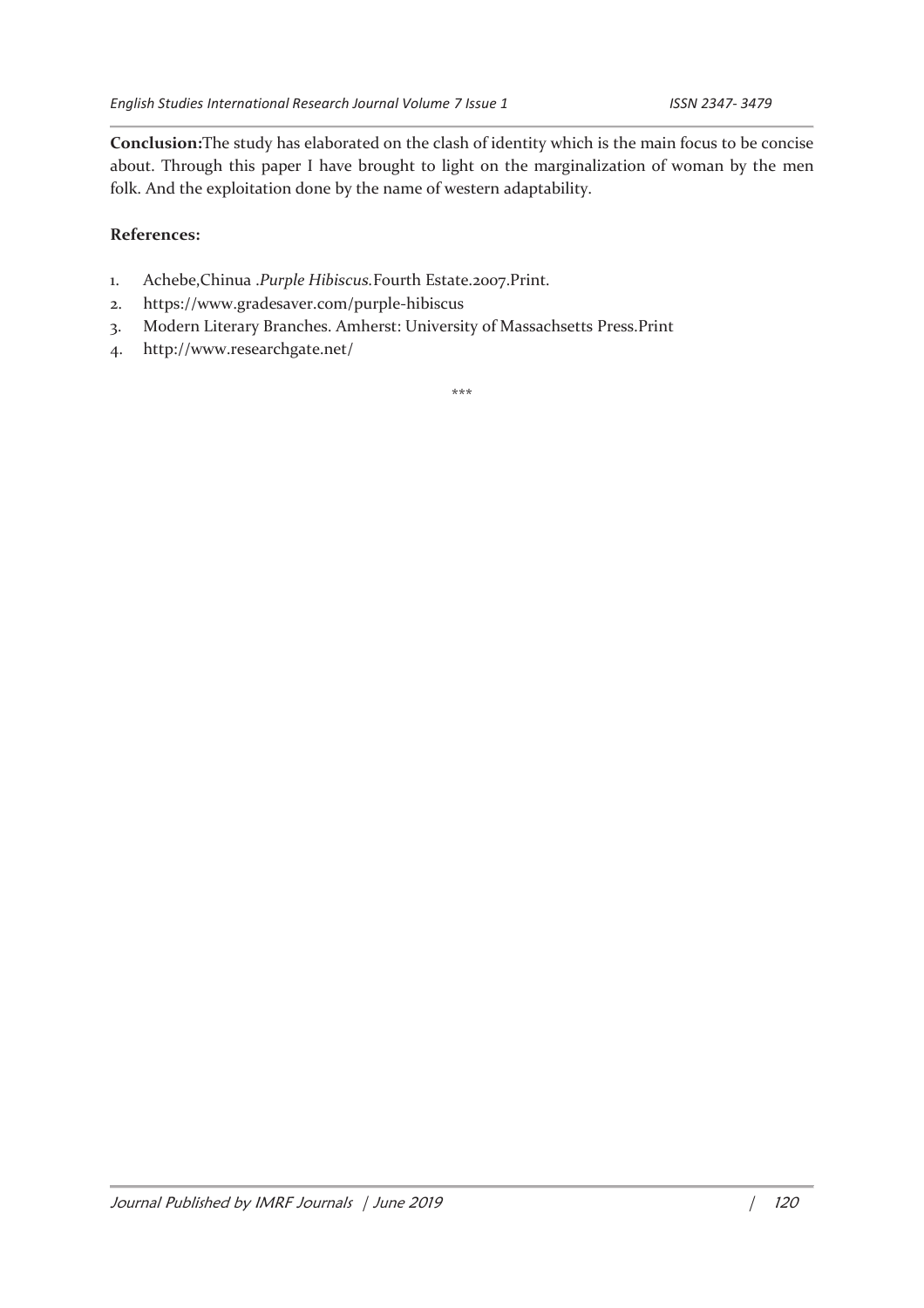**Conclusion:**The study has elaborated on the clash of identity which is the main focus to be concise about. Through this paper I have brought to light on the marginalization of woman by the men folk. And the exploitation done by the name of western adaptability.

**References:**

1. Achebe,Chinua .*Purple Hibiscus.*Fourth Estate.2007.Print.
2. https://www.gradesaver.com/purple-hibiscus
3. Modern Literary Branches. Amherst: University of Massachsetts Press.Print
4. http://www.researchgate.net/

\*\*\*